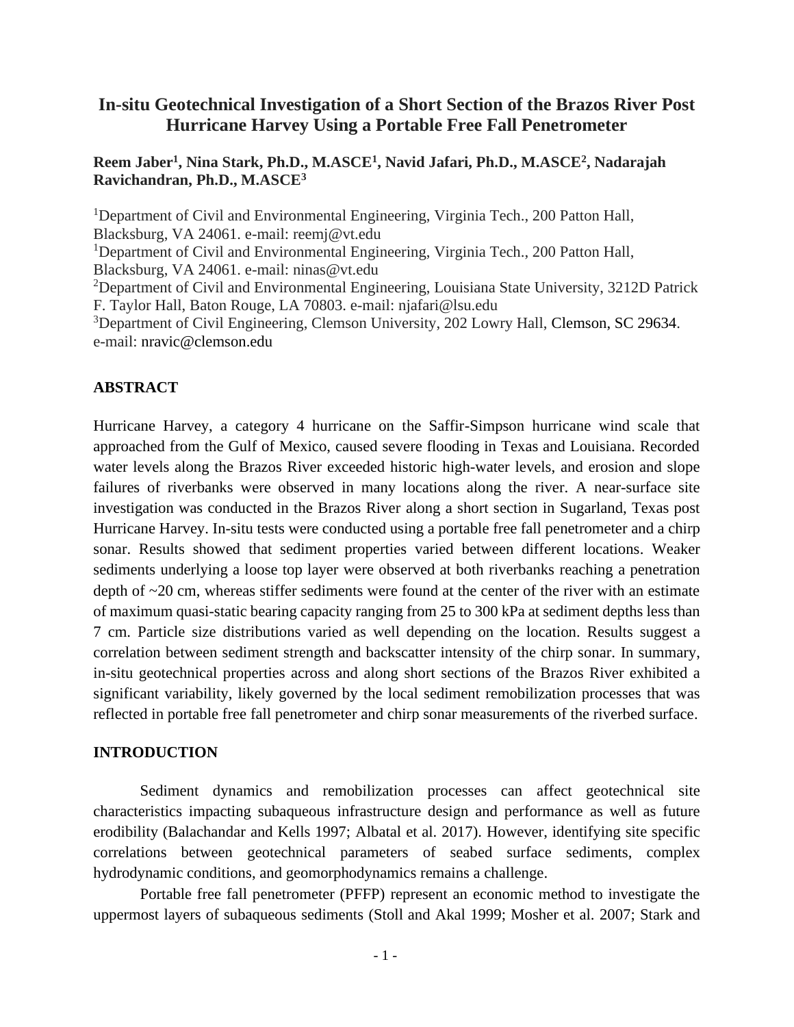# In-situ Geotechnical Investigation of a Short Section of the Brazos River Post Hurricane Harvey Using a Portable Free Fall Penetrometer

**Reem Jaber[1], Nina Stark, Ph.D., M.ASCE[1], Navid Jafari, Ph.D., M.ASCE[2], Nadarajah Ravichandran, Ph.D., M.ASCE[3]**

[1]Department of Civil and Environmental Engineering, Virginia Tech., 200 Patton Hall, Blacksburg, VA 24061. e-mail: reemj@vt.edu
[1]Department of Civil and Environmental Engineering, Virginia Tech., 200 Patton Hall, Blacksburg, VA 24061. e-mail: ninas@vt.edu
[2]Department of Civil and Environmental Engineering, Louisiana State University, 3212D Patrick F. Taylor Hall, Baton Rouge, LA 70803. e-mail: njafari@lsu.edu
[3]Department of Civil Engineering, Clemson University, 202 Lowry Hall, Clemson, SC 29634. e-mail: nravic@clemson.edu

## ABSTRACT

Hurricane Harvey, a category 4 hurricane on the Saffir-Simpson hurricane wind scale that approached from the Gulf of Mexico, caused severe flooding in Texas and Louisiana. Recorded water levels along the Brazos River exceeded historic high-water levels, and erosion and slope failures of riverbanks were observed in many locations along the river. A near-surface site investigation was conducted in the Brazos River along a short section in Sugarland, Texas post Hurricane Harvey. In-situ tests were conducted using a portable free fall penetrometer and a chirp sonar. Results showed that sediment properties varied between different locations. Weaker sediments underlying a loose top layer were observed at both riverbanks reaching a penetration depth of ~20 cm, whereas stiffer sediments were found at the center of the river with an estimate of maximum quasi-static bearing capacity ranging from 25 to 300 kPa at sediment depths less than 7 cm. Particle size distributions varied as well depending on the location. Results suggest a correlation between sediment strength and backscatter intensity of the chirp sonar. In summary, in-situ geotechnical properties across and along short sections of the Brazos River exhibited a significant variability, likely governed by the local sediment remobilization processes that was reflected in portable free fall penetrometer and chirp sonar measurements of the riverbed surface.

## INTRODUCTION

Sediment dynamics and remobilization processes can affect geotechnical site characteristics impacting subaqueous infrastructure design and performance as well as future erodibility (Balachandar and Kells 1997; Albatal et al. 2017). However, identifying site specific correlations between geotechnical parameters of seabed surface sediments, complex hydrodynamic conditions, and geomorphodynamics remains a challenge.

Portable free fall penetrometer (PFFP) represent an economic method to investigate the uppermost layers of subaqueous sediments (Stoll and Akal 1999; Mosher et al. 2007; Stark and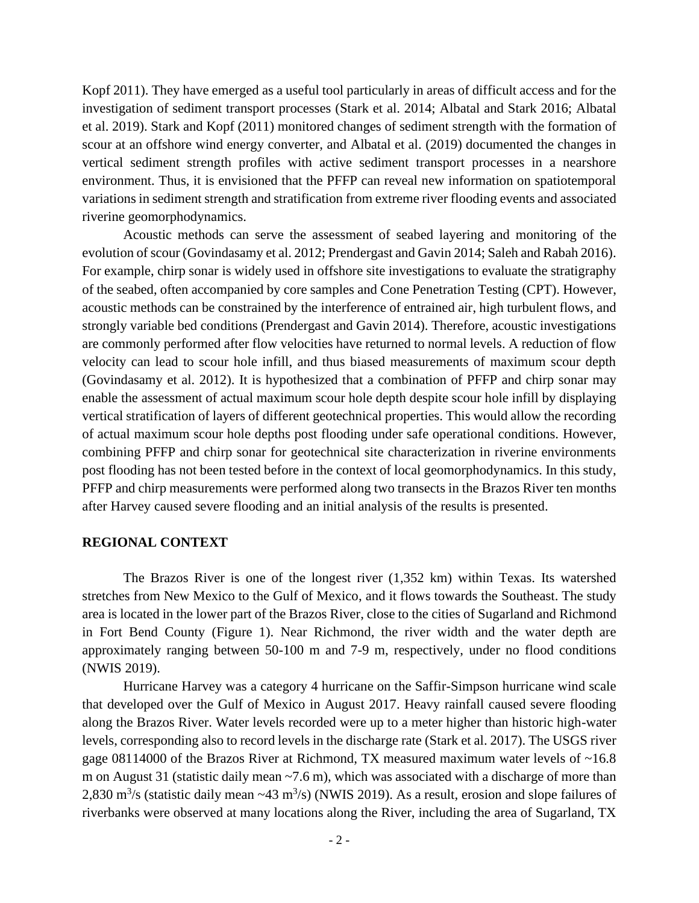Kopf 2011). They have emerged as a useful tool particularly in areas of difficult access and for the investigation of sediment transport processes (Stark et al. 2014; Albatal and Stark 2016; Albatal et al. 2019). Stark and Kopf (2011) monitored changes of sediment strength with the formation of scour at an offshore wind energy converter, and Albatal et al. (2019) documented the changes in vertical sediment strength profiles with active sediment transport processes in a nearshore environment. Thus, it is envisioned that the PFFP can reveal new information on spatiotemporal variations in sediment strength and stratification from extreme river flooding events and associated riverine geomorphodynamics.

Acoustic methods can serve the assessment of seabed layering and monitoring of the evolution of scour (Govindasamy et al. 2012; Prendergast and Gavin 2014; Saleh and Rabah 2016). For example, chirp sonar is widely used in offshore site investigations to evaluate the stratigraphy of the seabed, often accompanied by core samples and Cone Penetration Testing (CPT). However, acoustic methods can be constrained by the interference of entrained air, high turbulent flows, and strongly variable bed conditions (Prendergast and Gavin 2014). Therefore, acoustic investigations are commonly performed after flow velocities have returned to normal levels. A reduction of flow velocity can lead to scour hole infill, and thus biased measurements of maximum scour depth (Govindasamy et al. 2012). It is hypothesized that a combination of PFFP and chirp sonar may enable the assessment of actual maximum scour hole depth despite scour hole infill by displaying vertical stratification of layers of different geotechnical properties. This would allow the recording of actual maximum scour hole depths post flooding under safe operational conditions. However, combining PFFP and chirp sonar for geotechnical site characterization in riverine environments post flooding has not been tested before in the context of local geomorphodynamics. In this study, PFFP and chirp measurements were performed along two transects in the Brazos River ten months after Harvey caused severe flooding and an initial analysis of the results is presented.

## REGIONAL CONTEXT

The Brazos River is one of the longest river (1,352 km) within Texas. Its watershed stretches from New Mexico to the Gulf of Mexico, and it flows towards the Southeast. The study area is located in the lower part of the Brazos River, close to the cities of Sugarland and Richmond in Fort Bend County (Figure 1). Near Richmond, the river width and the water depth are approximately ranging between 50-100 m and 7-9 m, respectively, under no flood conditions (NWIS 2019).

Hurricane Harvey was a category 4 hurricane on the Saffir-Simpson hurricane wind scale that developed over the Gulf of Mexico in August 2017. Heavy rainfall caused severe flooding along the Brazos River. Water levels recorded were up to a meter higher than historic high-water levels, corresponding also to record levels in the discharge rate (Stark et al. 2017). The USGS river gage 08114000 of the Brazos River at Richmond, TX measured maximum water levels of ~16.8 m on August 31 (statistic daily mean ~7.6 m), which was associated with a discharge of more than 2,830 $m^3/s$ (statistic daily mean ~43 $m^3/s$) (NWIS 2019). As a result, erosion and slope failures of riverbanks were observed at many locations along the River, including the area of Sugarland, TX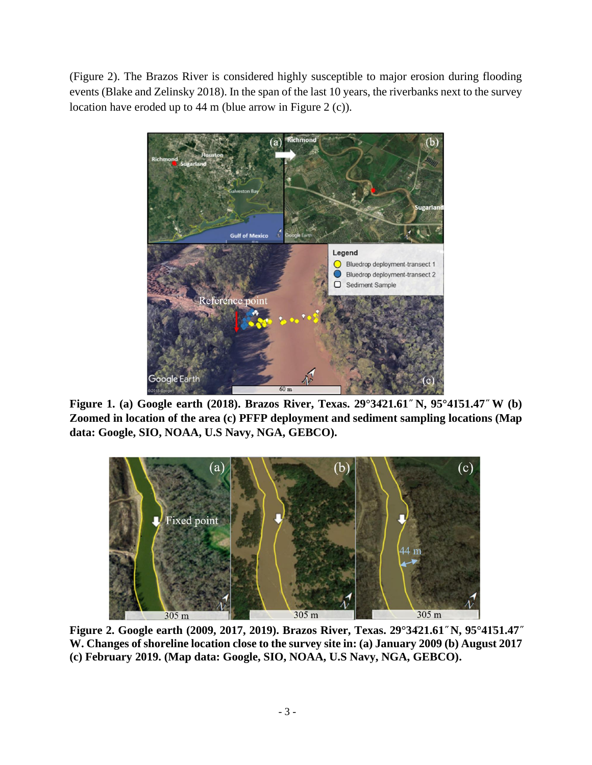(Figure 2). The Brazos River is considered highly susceptible to major erosion during flooding events (Blake and Zelinsky 2018). In the span of the last 10 years, the riverbanks next to the survey location have eroded up to 44 m (blue arrow in Figure 2 (c)).

**Figure 1. (a) Google earth (2018). Brazos River, Texas. 29°34′21.61″ N, 95°41′51.47″ W (b) Zoomed in location of the area (c) PFFP deployment and sediment sampling locations (Map data: Google, SIO, NOAA, U.S Navy, NGA, GEBCO).**

**Figure 2. Google earth (2009, 2017, 2019). Brazos River, Texas. 29°34′21.61″ N, 95°41′51.47″ W. Changes of shoreline location close to the survey site in: (a) January 2009 (b) August 2017 (c) February 2019. (Map data: Google, SIO, NOAA, U.S Navy, NGA, GEBCO).**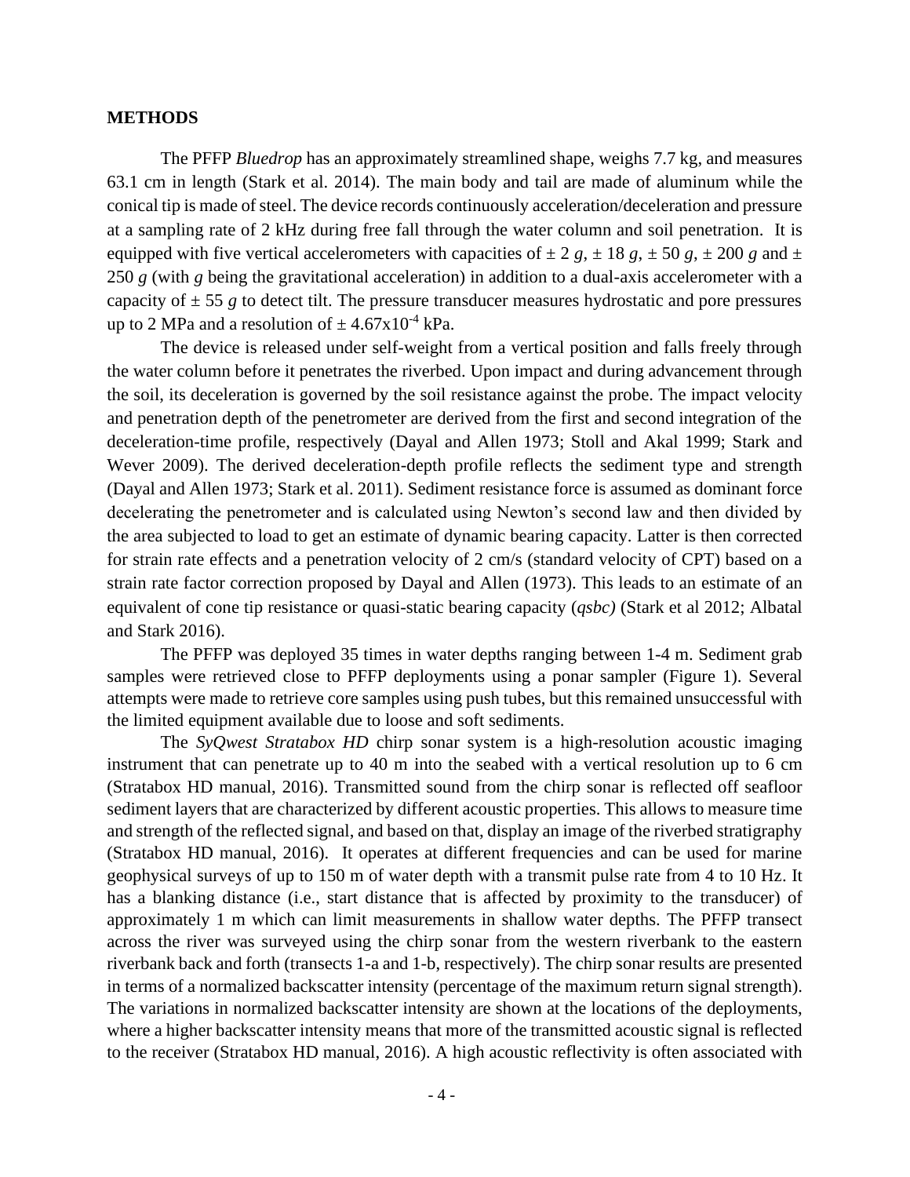## METHODS

The PFFP *Bluedrop* has an approximately streamlined shape, weighs 7.7 kg, and measures 63.1 cm in length (Stark et al. 2014). The main body and tail are made of aluminum while the conical tip is made of steel. The device records continuously acceleration/deceleration and pressure at a sampling rate of 2 kHz during free fall through the water column and soil penetration. It is equipped with five vertical accelerometers with capacities of $\pm$ 2 $g$, $\pm$ 18 $g$, $\pm$ 50 $g$, $\pm$ 200 $g$ and $\pm$ 250 $g$ (with $g$ being the gravitational acceleration) in addition to a dual-axis accelerometer with a capacity of $\pm$ 55 $g$ to detect tilt. The pressure transducer measures hydrostatic and pore pressures up to 2 MPa and a resolution of $\pm$ 4.67x$10^{-4}$ kPa.

The device is released under self-weight from a vertical position and falls freely through the water column before it penetrates the riverbed. Upon impact and during advancement through the soil, its deceleration is governed by the soil resistance against the probe. The impact velocity and penetration depth of the penetrometer are derived from the first and second integration of the deceleration-time profile, respectively (Dayal and Allen 1973; Stoll and Akal 1999; Stark and Wever 2009). The derived deceleration-depth profile reflects the sediment type and strength (Dayal and Allen 1973; Stark et al. 2011). Sediment resistance force is assumed as dominant force decelerating the penetrometer and is calculated using Newton's second law and then divided by the area subjected to load to get an estimate of dynamic bearing capacity. Latter is then corrected for strain rate effects and a penetration velocity of 2 cm/s (standard velocity of CPT) based on a strain rate factor correction proposed by Dayal and Allen (1973). This leads to an estimate of an equivalent of cone tip resistance or quasi-static bearing capacity (*qsbc)* (Stark et al 2012; Albatal and Stark 2016).

The PFFP was deployed 35 times in water depths ranging between 1-4 m. Sediment grab samples were retrieved close to PFFP deployments using a ponar sampler (Figure 1). Several attempts were made to retrieve core samples using push tubes, but this remained unsuccessful with the limited equipment available due to loose and soft sediments.

The *SyQwest Stratabox HD* chirp sonar system is a high-resolution acoustic imaging instrument that can penetrate up to 40 m into the seabed with a vertical resolution up to 6 cm (Stratabox HD manual, 2016). Transmitted sound from the chirp sonar is reflected off seafloor sediment layers that are characterized by different acoustic properties. This allows to measure time and strength of the reflected signal, and based on that, display an image of the riverbed stratigraphy (Stratabox HD manual, 2016). It operates at different frequencies and can be used for marine geophysical surveys of up to 150 m of water depth with a transmit pulse rate from 4 to 10 Hz. It has a blanking distance (i.e., start distance that is affected by proximity to the transducer) of approximately 1 m which can limit measurements in shallow water depths. The PFFP transect across the river was surveyed using the chirp sonar from the western riverbank to the eastern riverbank back and forth (transects 1-a and 1-b, respectively). The chirp sonar results are presented in terms of a normalized backscatter intensity (percentage of the maximum return signal strength). The variations in normalized backscatter intensity are shown at the locations of the deployments, where a higher backscatter intensity means that more of the transmitted acoustic signal is reflected to the receiver (Stratabox HD manual, 2016). A high acoustic reflectivity is often associated with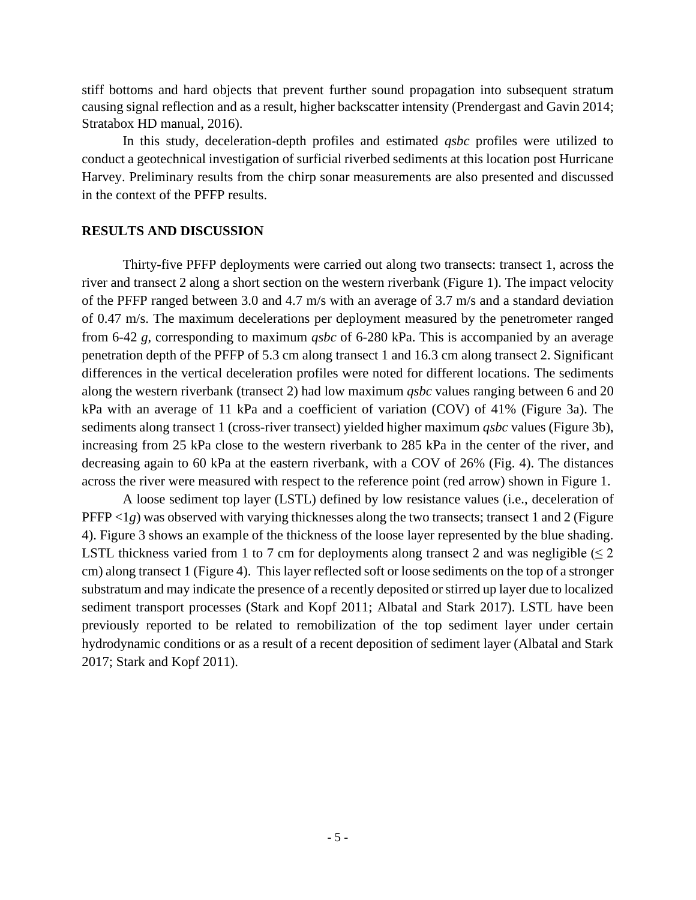stiff bottoms and hard objects that prevent further sound propagation into subsequent stratum causing signal reflection and as a result, higher backscatter intensity (Prendergast and Gavin 2014; Stratabox HD manual, 2016).

In this study, deceleration-depth profiles and estimated *qsbc* profiles were utilized to conduct a geotechnical investigation of surficial riverbed sediments at this location post Hurricane Harvey. Preliminary results from the chirp sonar measurements are also presented and discussed in the context of the PFFP results.

## RESULTS AND DISCUSSION

Thirty-five PFFP deployments were carried out along two transects: transect 1, across the river and transect 2 along a short section on the western riverbank (Figure 1). The impact velocity of the PFFP ranged between 3.0 and 4.7 m/s with an average of 3.7 m/s and a standard deviation of 0.47 m/s. The maximum decelerations per deployment measured by the penetrometer ranged from 6-42 *g*, corresponding to maximum *qsbc* of 6-280 kPa. This is accompanied by an average penetration depth of the PFFP of 5.3 cm along transect 1 and 16.3 cm along transect 2. Significant differences in the vertical deceleration profiles were noted for different locations. The sediments along the western riverbank (transect 2) had low maximum *qsbc* values ranging between 6 and 20 kPa with an average of 11 kPa and a coefficient of variation (COV) of 41% (Figure 3a). The sediments along transect 1 (cross-river transect) yielded higher maximum *qsbc* values (Figure 3b), increasing from 25 kPa close to the western riverbank to 285 kPa in the center of the river, and decreasing again to 60 kPa at the eastern riverbank, with a COV of 26% (Fig. 4). The distances across the river were measured with respect to the reference point (red arrow) shown in Figure 1.

A loose sediment top layer (LSTL) defined by low resistance values (i.e., deceleration of PFFP $<1g$) was observed with varying thicknesses along the two transects; transect 1 and 2 (Figure 4). Figure 3 shows an example of the thickness of the loose layer represented by the blue shading. LSTL thickness varied from 1 to 7 cm for deployments along transect 2 and was negligible ($\leq 2$ cm) along transect 1 (Figure 4). This layer reflected soft or loose sediments on the top of a stronger substratum and may indicate the presence of a recently deposited or stirred up layer due to localized sediment transport processes (Stark and Kopf 2011; Albatal and Stark 2017). LSTL have been previously reported to be related to remobilization of the top sediment layer under certain hydrodynamic conditions or as a result of a recent deposition of sediment layer (Albatal and Stark 2017; Stark and Kopf 2011).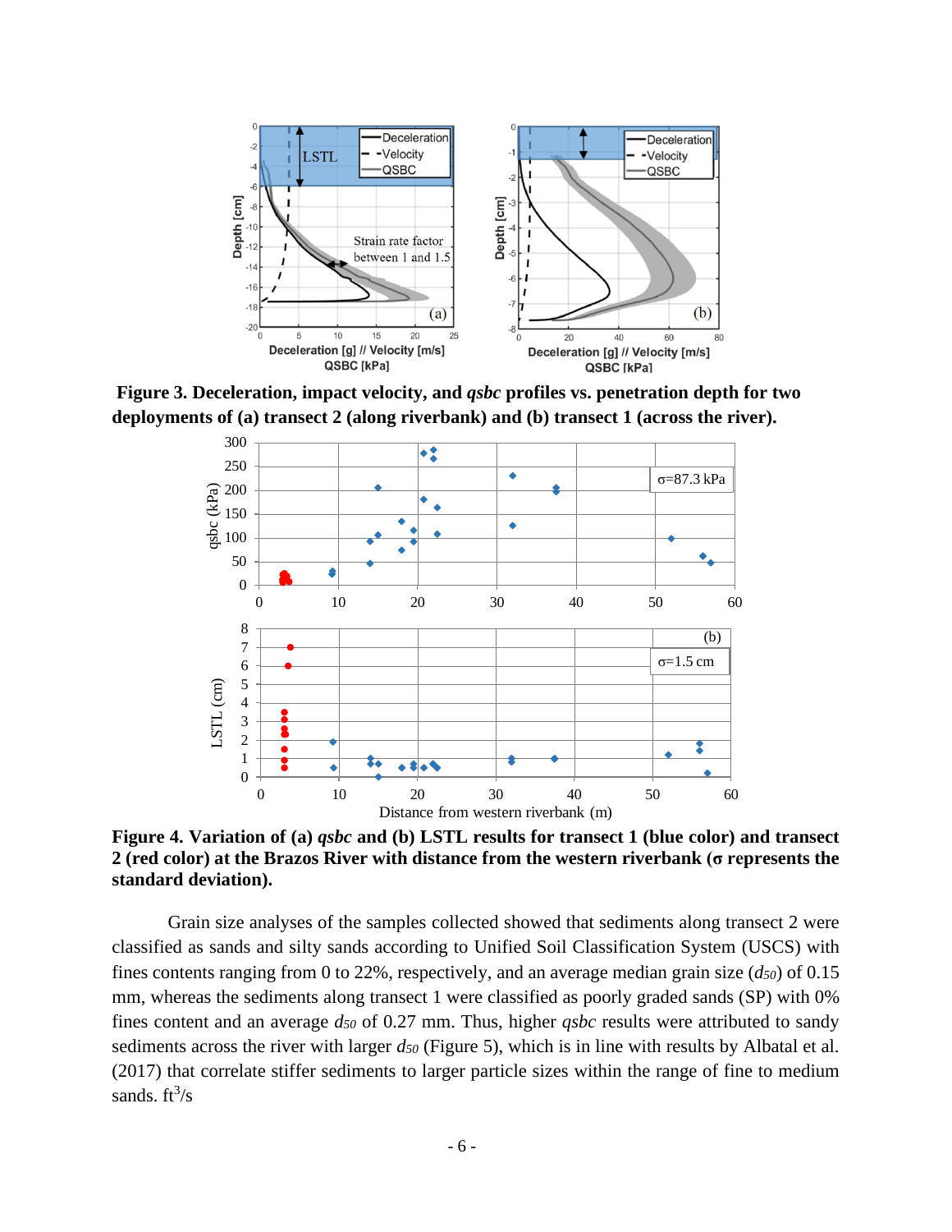**Figure 3. Deceleration, impact velocity, and *qsbc* profiles vs. penetration depth for two deployments of (a) transect 2 (along riverbank) and (b) transect 1 (across the river).**

**Figure 4. Variation of (a) *qsbc* and (b) LSTL results for transect 1 (blue color) and transect 2 (red color) at the Brazos River with distance from the western riverbank (σ represents the standard deviation).**

Grain size analyses of the samples collected showed that sediments along transect 2 were classified as sands and silty sands according to Unified Soil Classification System (USCS) with fines contents ranging from 0 to 22%, respectively, and an average median grain size ($d_{50}$) of 0.15 mm, whereas the sediments along transect 1 were classified as poorly graded sands (SP) with 0% fines content and an average $d_{50}$ of 0.27 mm. Thus, higher *qsbc* results were attributed to sandy sediments across the river with larger $d_{50}$ (Figure 5), which is in line with results by Albatal et al. (2017) that correlate stiffer sediments to larger particle sizes within the range of fine to medium sands. $ft^3/s$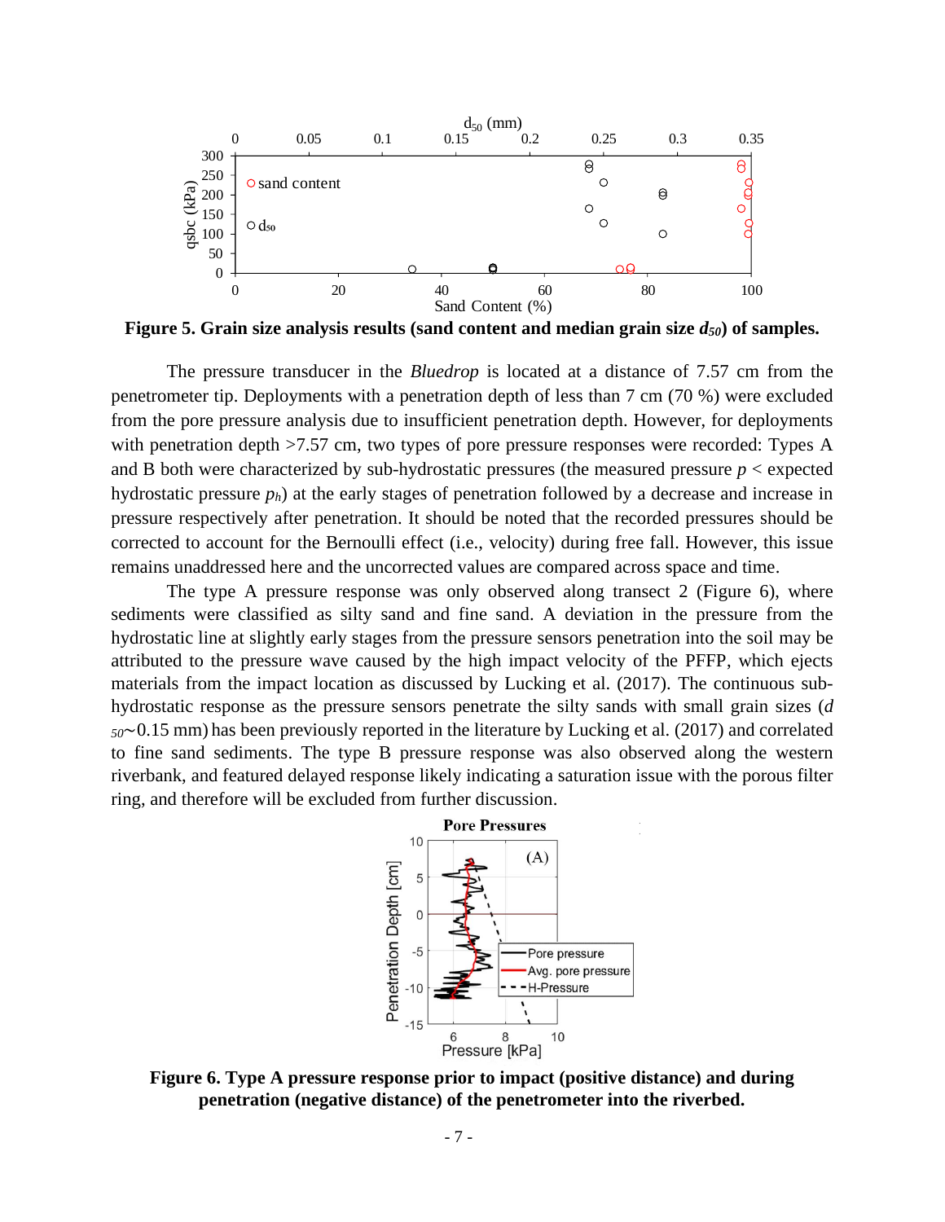**Figure 5. Grain size analysis results (sand content and median grain size $d_{50}$) of samples.**

The pressure transducer in the *Bluedrop* is located at a distance of 7.57 cm from the penetrometer tip. Deployments with a penetration depth of less than 7 cm (70 %) were excluded from the pore pressure analysis due to insufficient penetration depth. However, for deployments with penetration depth >7.57 cm, two types of pore pressure responses were recorded: Types A and B both were characterized by sub-hydrostatic pressures (the measured pressure $p$ < expected hydrostatic pressure $p_h$) at the early stages of penetration followed by a decrease and increase in pressure respectively after penetration. It should be noted that the recorded pressures should be corrected to account for the Bernoulli effect (i.e., velocity) during free fall. However, this issue remains unaddressed here and the uncorrected values are compared across space and time.

The type A pressure response was only observed along transect 2 (Figure 6), where sediments were classified as silty sand and fine sand. A deviation in the pressure from the hydrostatic line at slightly early stages from the pressure sensors penetration into the soil may be attributed to the pressure wave caused by the high impact velocity of the PFFP, which ejects materials from the impact location as discussed by Lucking et al. (2017). The continuous sub-hydrostatic response as the pressure sensors penetrate the silty sands with small grain sizes ($d_{50}$~0.15 mm) has been previously reported in the literature by Lucking et al. (2017) and correlated to fine sand sediments. The type B pressure response was also observed along the western riverbank, and featured delayed response likely indicating a saturation issue with the porous filter ring, and therefore will be excluded from further discussion.

**Figure 6. Type A pressure response prior to impact (positive distance) and during penetration (negative distance) of the penetrometer into the riverbed.**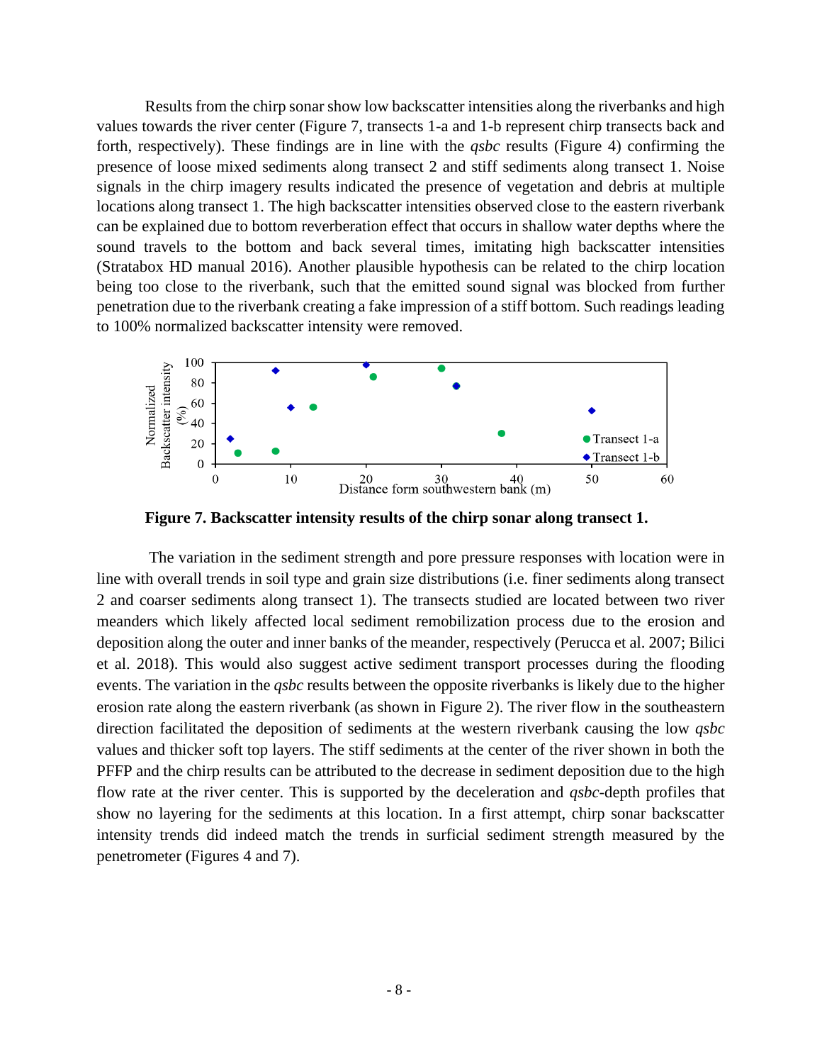Results from the chirp sonar show low backscatter intensities along the riverbanks and high values towards the river center (Figure 7, transects 1-a and 1-b represent chirp transects back and forth, respectively). These findings are in line with the *qsbc* results (Figure 4) confirming the presence of loose mixed sediments along transect 2 and stiff sediments along transect 1. Noise signals in the chirp imagery results indicated the presence of vegetation and debris at multiple locations along transect 1. The high backscatter intensities observed close to the eastern riverbank can be explained due to bottom reverberation effect that occurs in shallow water depths where the sound travels to the bottom and back several times, imitating high backscatter intensities (Stratabox HD manual 2016). Another plausible hypothesis can be related to the chirp location being too close to the riverbank, such that the emitted sound signal was blocked from further penetration due to the riverbank creating a fake impression of a stiff bottom. Such readings leading to 100% normalized backscatter intensity were removed.

**Figure 7. Backscatter intensity results of the chirp sonar along transect 1.**

The variation in the sediment strength and pore pressure responses with location were in line with overall trends in soil type and grain size distributions (i.e. finer sediments along transect 2 and coarser sediments along transect 1). The transects studied are located between two river meanders which likely affected local sediment remobilization process due to the erosion and deposition along the outer and inner banks of the meander, respectively (Perucca et al. 2007; Bilici et al. 2018). This would also suggest active sediment transport processes during the flooding events. The variation in the *qsbc* results between the opposite riverbanks is likely due to the higher erosion rate along the eastern riverbank (as shown in Figure 2). The river flow in the southeastern direction facilitated the deposition of sediments at the western riverbank causing the low *qsbc* values and thicker soft top layers. The stiff sediments at the center of the river shown in both the PFFP and the chirp results can be attributed to the decrease in sediment deposition due to the high flow rate at the river center. This is supported by the deceleration and *qsbc*-depth profiles that show no layering for the sediments at this location. In a first attempt, chirp sonar backscatter intensity trends did indeed match the trends in surficial sediment strength measured by the penetrometer (Figures 4 and 7).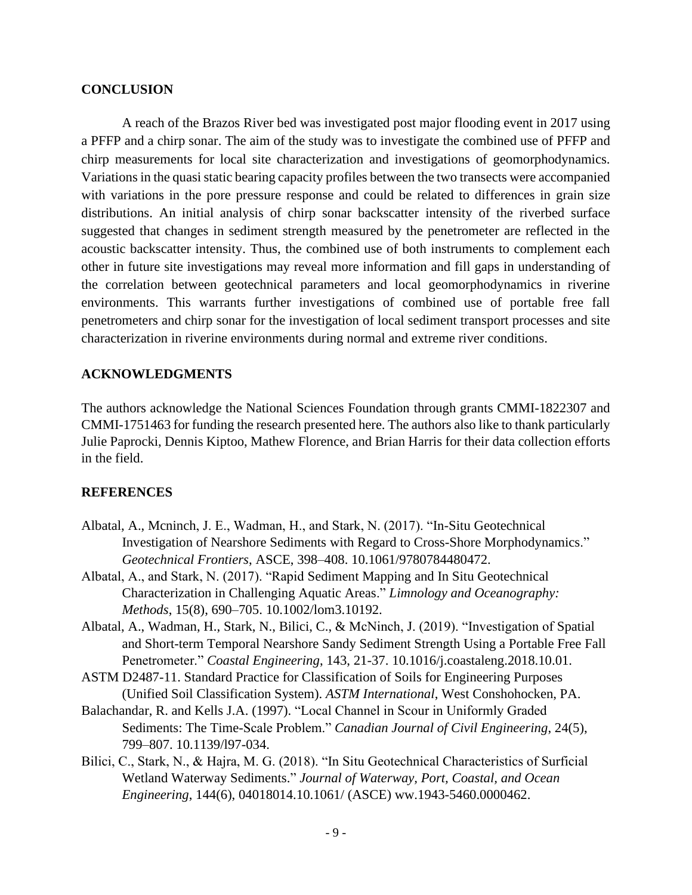## CONCLUSION

A reach of the Brazos River bed was investigated post major flooding event in 2017 using a PFFP and a chirp sonar. The aim of the study was to investigate the combined use of PFFP and chirp measurements for local site characterization and investigations of geomorphodynamics. Variations in the quasi static bearing capacity profiles between the two transects were accompanied with variations in the pore pressure response and could be related to differences in grain size distributions. An initial analysis of chirp sonar backscatter intensity of the riverbed surface suggested that changes in sediment strength measured by the penetrometer are reflected in the acoustic backscatter intensity. Thus, the combined use of both instruments to complement each other in future site investigations may reveal more information and fill gaps in understanding of the correlation between geotechnical parameters and local geomorphodynamics in riverine environments. This warrants further investigations of combined use of portable free fall penetrometers and chirp sonar for the investigation of local sediment transport processes and site characterization in riverine environments during normal and extreme river conditions.

## ACKNOWLEDGMENTS

The authors acknowledge the National Sciences Foundation through grants CMMI-1822307 and CMMI-1751463 for funding the research presented here. The authors also like to thank particularly Julie Paprocki, Dennis Kiptoo, Mathew Florence, and Brian Harris for their data collection efforts in the field.

## REFERENCES

Albatal, A., Mcninch, J. E., Wadman, H., and Stark, N. (2017). "In-Situ Geotechnical Investigation of Nearshore Sediments with Regard to Cross-Shore Morphodynamics." *Geotechnical Frontiers*, ASCE, 398–408. 10.1061/9780784480472.

Albatal, A., and Stark, N. (2017). "Rapid Sediment Mapping and In Situ Geotechnical Characterization in Challenging Aquatic Areas." *Limnology and Oceanography: Methods*, 15(8), 690–705. 10.1002/lom3.10192.

Albatal, A., Wadman, H., Stark, N., Bilici, C., & McNinch, J. (2019). "Investigation of Spatial and Short-term Temporal Nearshore Sandy Sediment Strength Using a Portable Free Fall Penetrometer." *Coastal Engineering*, 143, 21-37. 10.1016/j.coastaleng.2018.10.01.

ASTM D2487-11. Standard Practice for Classification of Soils for Engineering Purposes (Unified Soil Classification System). *ASTM International*, West Conshohocken, PA.

Balachandar, R. and Kells J.A. (1997). "Local Channel in Scour in Uniformly Graded Sediments: The Time-Scale Problem." *Canadian Journal of Civil Engineering*, 24(5), 799–807. 10.1139/l97-034.

Bilici, C., Stark, N., & Hajra, M. G. (2018). "In Situ Geotechnical Characteristics of Surficial Wetland Waterway Sediments." *Journal of Waterway, Port, Coastal, and Ocean Engineering*, 144(6), 04018014.10.1061/ (ASCE) ww.1943-5460.0000462.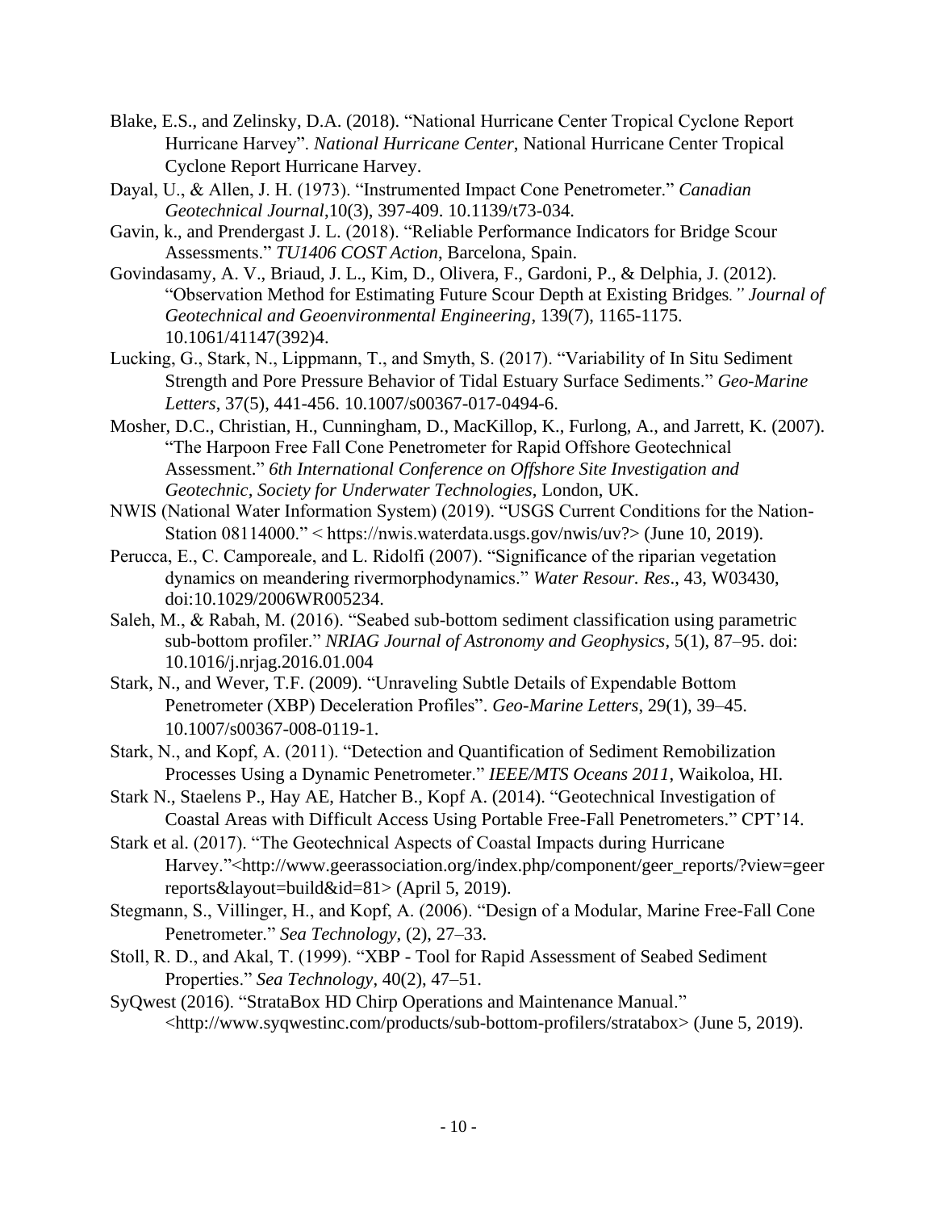Blake, E.S., and Zelinsky, D.A. (2018). "National Hurricane Center Tropical Cyclone Report Hurricane Harvey". *National Hurricane Center*, National Hurricane Center Tropical Cyclone Report Hurricane Harvey.

Dayal, U., & Allen, J. H. (1973). "Instrumented Impact Cone Penetrometer." *Canadian Geotechnical Journal*,10(3), 397-409. 10.1139/t73-034.

Gavin, k., and Prendergast J. L. (2018). "Reliable Performance Indicators for Bridge Scour Assessments." *TU1406 COST Action*, Barcelona, Spain.

Govindasamy, A. V., Briaud, J. L., Kim, D., Olivera, F., Gardoni, P., & Delphia, J. (2012). "Observation Method for Estimating Future Scour Depth at Existing Bridges*." Journal of Geotechnical and Geoenvironmental Engineering*, 139(7), 1165-1175. 10.1061/41147(392)4.

Lucking, G., Stark, N., Lippmann, T., and Smyth, S. (2017). "Variability of In Situ Sediment Strength and Pore Pressure Behavior of Tidal Estuary Surface Sediments." *Geo-Marine Letters*, 37(5), 441-456. 10.1007/s00367-017-0494-6.

Mosher, D.C., Christian, H., Cunningham, D., MacKillop, K., Furlong, A., and Jarrett, K. (2007). "The Harpoon Free Fall Cone Penetrometer for Rapid Offshore Geotechnical Assessment." *6th International Conference on Offshore Site Investigation and Geotechnic*, *Society for Underwater Technologies*, London, UK.

NWIS (National Water Information System) (2019). "USGS Current Conditions for the Nation- Station 08114000." < https://nwis.waterdata.usgs.gov/nwis/uv?> (June 10, 2019).

Perucca, E., C. Camporeale, and L. Ridolfi (2007). "Significance of the riparian vegetation dynamics on meandering rivermorphodynamics." *Water Resour. Res*., 43, W03430, doi:10.1029/2006WR005234.

Saleh, M., & Rabah, M. (2016). "Seabed sub-bottom sediment classification using parametric sub-bottom profiler." *NRIAG Journal of Astronomy and Geophysics*, 5(1), 87–95. doi: 10.1016/j.nrjag.2016.01.004

Stark, N., and Wever, T.F. (2009). "Unraveling Subtle Details of Expendable Bottom Penetrometer (XBP) Deceleration Profiles". *Geo-Marine Letters*, 29(1), 39–45. 10.1007/s00367-008-0119-1.

Stark, N., and Kopf, A. (2011). "Detection and Quantification of Sediment Remobilization Processes Using a Dynamic Penetrometer." *IEEE/MTS Oceans 2011*, Waikoloa, HI.

Stark N., Staelens P., Hay AE, Hatcher B., Kopf A. (2014). "Geotechnical Investigation of Coastal Areas with Difficult Access Using Portable Free-Fall Penetrometers." CPT'14.

Stark et al. (2017). "The Geotechnical Aspects of Coastal Impacts during Hurricane Harvey."<http://www.geerassociation.org/index.php/component/geer_reports/?view=geerreports&layout=build&id=81> (April 5, 2019).

Stegmann, S., Villinger, H., and Kopf, A. (2006). "Design of a Modular, Marine Free-Fall Cone Penetrometer." *Sea Technology*, (2), 27–33.

Stoll, R. D., and Akal, T. (1999). "XBP - Tool for Rapid Assessment of Seabed Sediment Properties." *Sea Technology*, 40(2), 47–51.

SyQwest (2016). "StrataBox HD Chirp Operations and Maintenance Manual." <http://www.syqwestinc.com/products/sub-bottom-profilers/stratabox> (June 5, 2019).